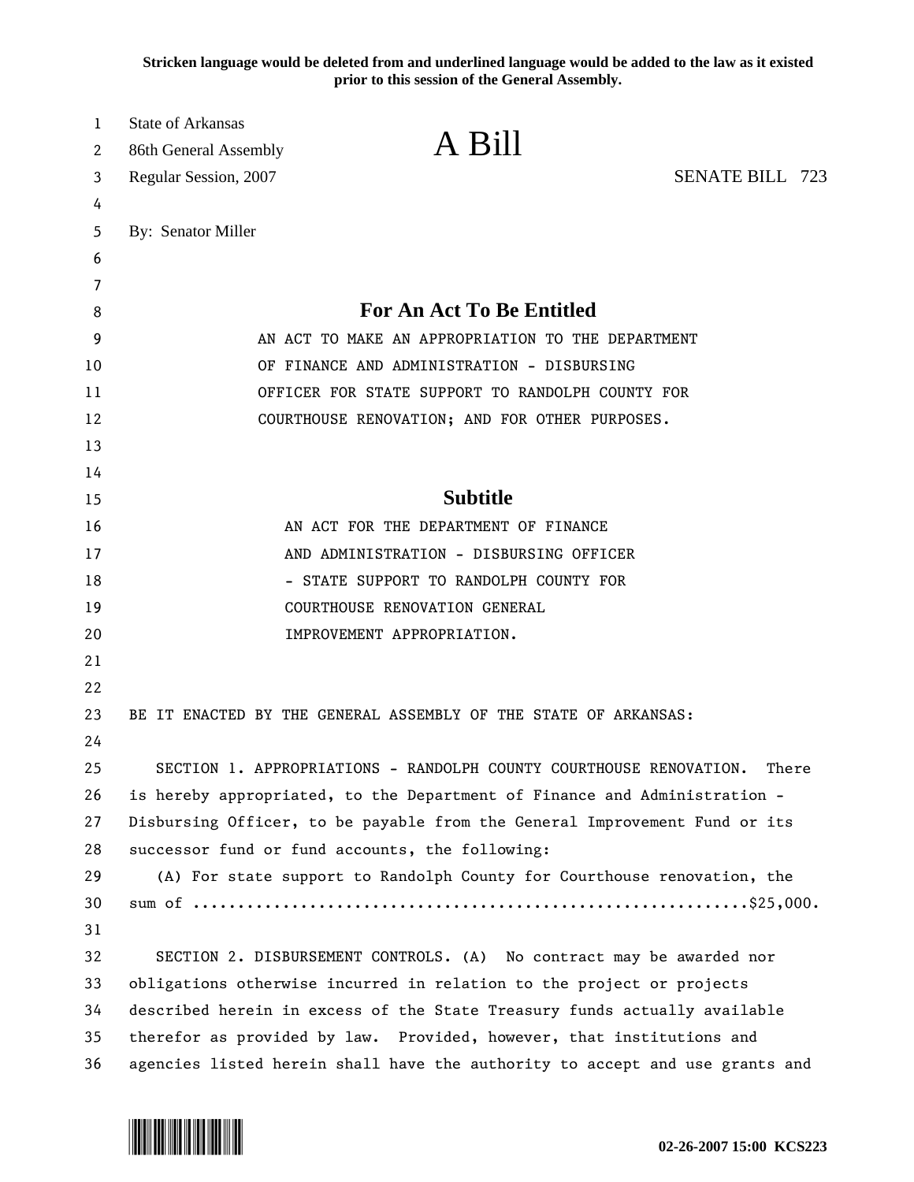**Stricken language would be deleted from and underlined language would be added to the law as it existed prior to this session of the General Assembly.**

State of Arkansas
86th General Assembly
Regular Session, 2007

# A Bill

SENATE BILL 723

By: Senator Miller

## For An Act To Be Entitled

AN ACT TO MAKE AN APPROPRIATION TO THE DEPARTMENT OF FINANCE AND ADMINISTRATION - DISBURSING OFFICER FOR STATE SUPPORT TO RANDOLPH COUNTY FOR COURTHOUSE RENOVATION; AND FOR OTHER PURPOSES.

## Subtitle

AN ACT FOR THE DEPARTMENT OF FINANCE AND ADMINISTRATION - DISBURSING OFFICER - STATE SUPPORT TO RANDOLPH COUNTY FOR COURTHOUSE RENOVATION GENERAL IMPROVEMENT APPROPRIATION.

BE IT ENACTED BY THE GENERAL ASSEMBLY OF THE STATE OF ARKANSAS:

SECTION 1. APPROPRIATIONS - RANDOLPH COUNTY COURTHOUSE RENOVATION. There is hereby appropriated, to the Department of Finance and Administration - Disbursing Officer, to be payable from the General Improvement Fund or its successor fund or fund accounts, the following:

(A) For state support to Randolph County for Courthouse renovation, the sum of ............................................................$25,000.

SECTION 2. DISBURSEMENT CONTROLS. (A) No contract may be awarded nor obligations otherwise incurred in relation to the project or projects described herein in excess of the State Treasury funds actually available therefor as provided by law. Provided, however, that institutions and agencies listed herein shall have the authority to accept and use grants and

02-26-2007 15:00 KCS223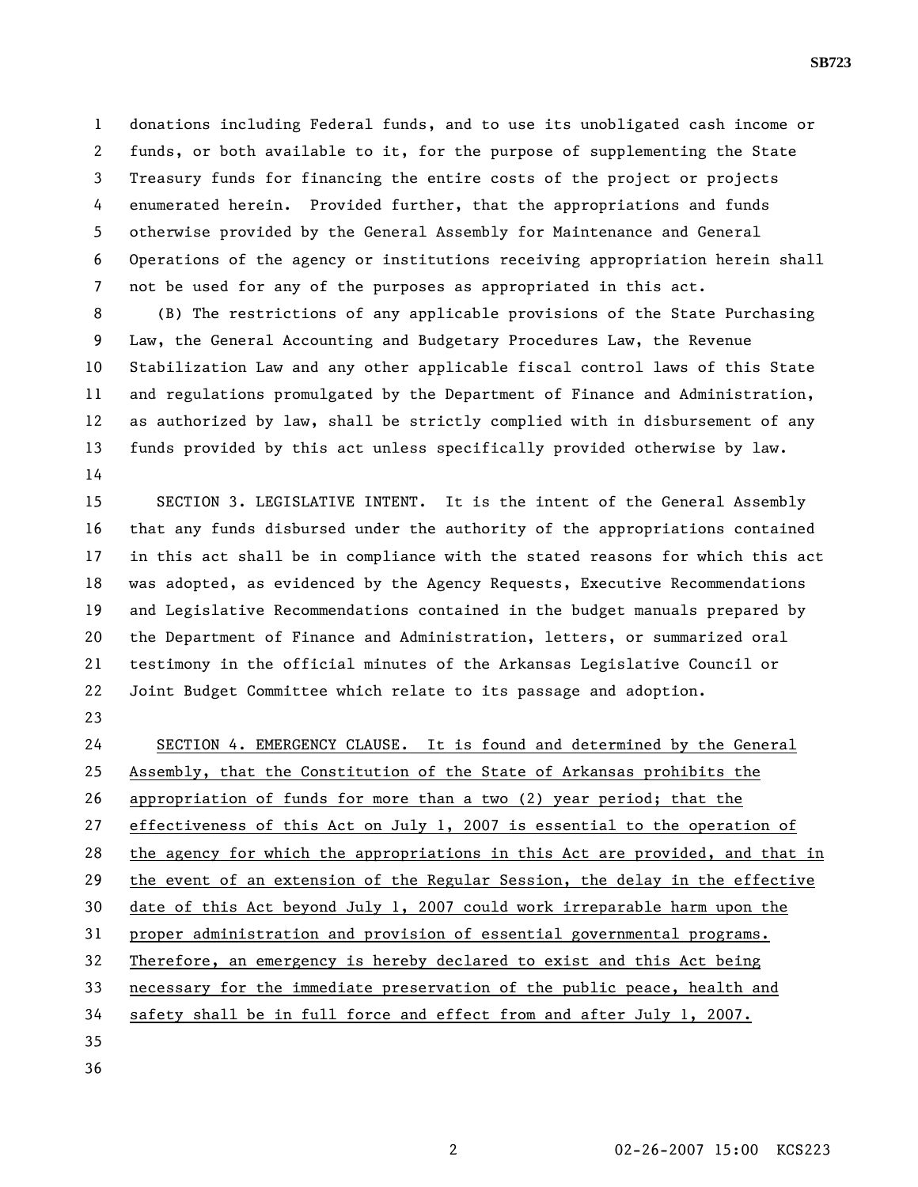donations including Federal funds, and to use its unobligated cash income or funds, or both available to it, for the purpose of supplementing the State Treasury funds for financing the entire costs of the project or projects enumerated herein. Provided further, that the appropriations and funds otherwise provided by the General Assembly for Maintenance and General Operations of the agency or institutions receiving appropriation herein shall not be used for any of the purposes as appropriated in this act.

(B) The restrictions of any applicable provisions of the State Purchasing Law, the General Accounting and Budgetary Procedures Law, the Revenue Stabilization Law and any other applicable fiscal control laws of this State and regulations promulgated by the Department of Finance and Administration, as authorized by law, shall be strictly complied with in disbursement of any funds provided by this act unless specifically provided otherwise by law.

SECTION 3. LEGISLATIVE INTENT. It is the intent of the General Assembly that any funds disbursed under the authority of the appropriations contained in this act shall be in compliance with the stated reasons for which this act was adopted, as evidenced by the Agency Requests, Executive Recommendations and Legislative Recommendations contained in the budget manuals prepared by the Department of Finance and Administration, letters, or summarized oral testimony in the official minutes of the Arkansas Legislative Council or Joint Budget Committee which relate to its passage and adoption.

SECTION 4. EMERGENCY CLAUSE. It is found and determined by the General Assembly, that the Constitution of the State of Arkansas prohibits the appropriation of funds for more than a two (2) year period; that the effectiveness of this Act on July 1, 2007 is essential to the operation of the agency for which the appropriations in this Act are provided, and that in the event of an extension of the Regular Session, the delay in the effective date of this Act beyond July 1, 2007 could work irreparable harm upon the proper administration and provision of essential governmental programs. Therefore, an emergency is hereby declared to exist and this Act being necessary for the immediate preservation of the public peace, health and safety shall be in full force and effect from and after July 1, 2007.